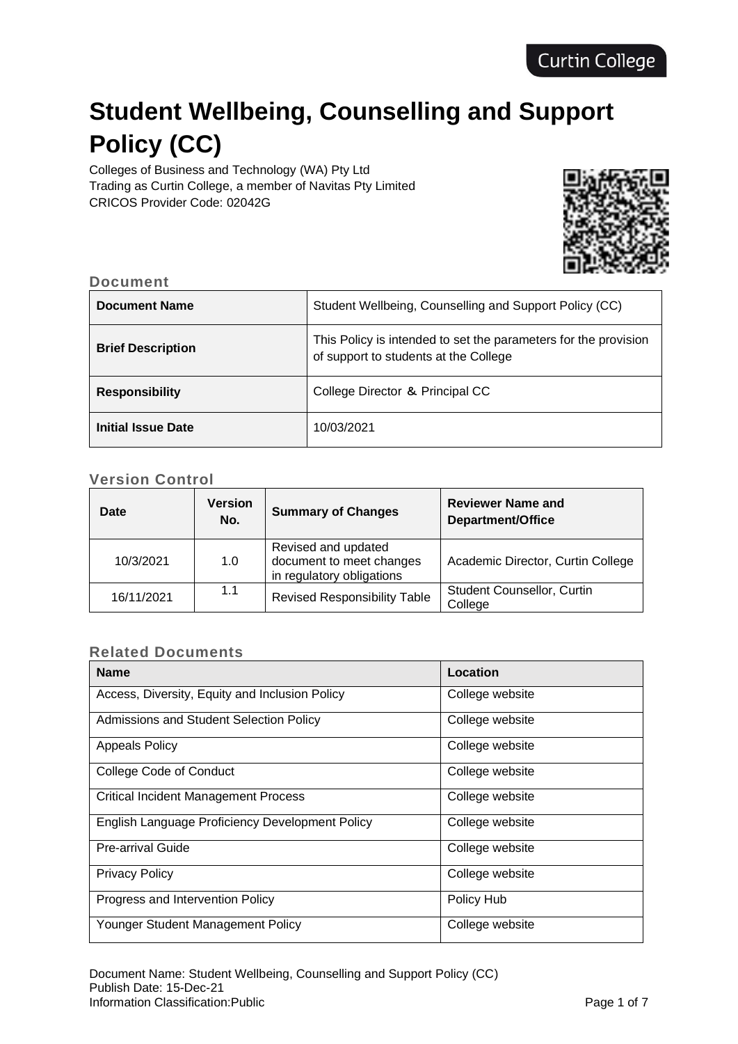Curtin College

# Student Wellbeing, Counselling and Support Policy (CC)

Colleges of Business and Technology (WA) Pty Ltd
Trading as Curtin College, a member of Navitas Pty Limited
CRICOS Provider Code: 02042G

## Document

| **Document Name** | Student Wellbeing, Counselling and Support Policy (CC) |
|---|---|
| **Brief Description** | This Policy is intended to set the parameters for the provision of support to students at the College |
| **Responsibility** | College Director & Principal CC |
| **Initial Issue Date** | 10/03/2021 |

## Version Control

| Date | Version No. | Summary of Changes | Reviewer Name and Department/Office |
|---|---|---|---|
| 10/3/2021 | 1.0 | Revised and updated document to meet changes in regulatory obligations | Academic Director, Curtin College |
| 16/11/2021 | 1.1 | Revised Responsibility Table | Student Counsellor, Curtin College |

## Related Documents

| Name | Location |
|---|---|
| Access, Diversity, Equity and Inclusion Policy | College website |
| Admissions and Student Selection Policy | College website |
| Appeals Policy | College website |
| College Code of Conduct | College website |
| Critical Incident Management Process | College website |
| English Language Proficiency Development Policy | College website |
| Pre-arrival Guide | College website |
| Privacy Policy | College website |
| Progress and Intervention Policy | Policy Hub |
| Younger Student Management Policy | College website |

Document Name: Student Wellbeing, Counselling and Support Policy (CC)
Publish Date: 15-Dec-21
Information Classification:Public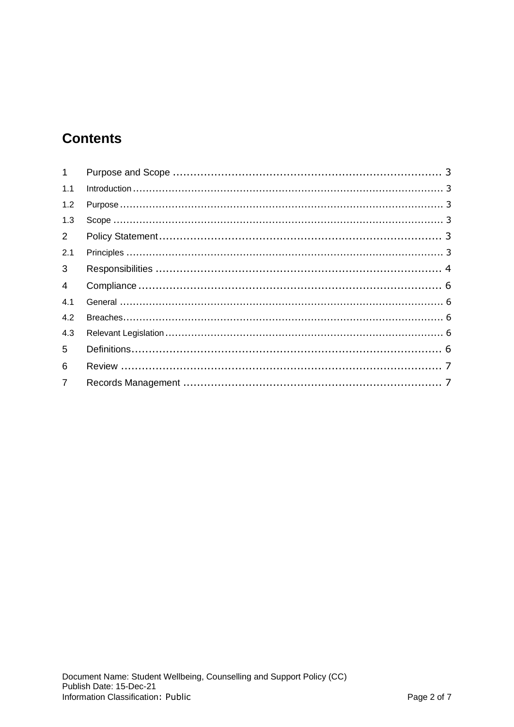# Contents

| | | |
|---|---|---|
| 1 | Purpose and Scope | 3 |
| 1.1 | Introduction | 3 |
| 1.2 | Purpose | 3 |
| 1.3 | Scope | 3 |
| 2 | Policy Statement | 3 |
| 2.1 | Principles | 3 |
| 3 | Responsibilities | 4 |
| 4 | Compliance | 6 |
| 4.1 | General | 6 |
| 4.2 | Breaches | 6 |
| 4.3 | Relevant Legislation | 6 |
| 5 | Definitions | 6 |
| 6 | Review | 7 |
| 7 | Records Management | 7 |

Document Name: Student Wellbeing, Counselling and Support Policy (CC)
Publish Date: 15-Dec-21
Information Classification: Public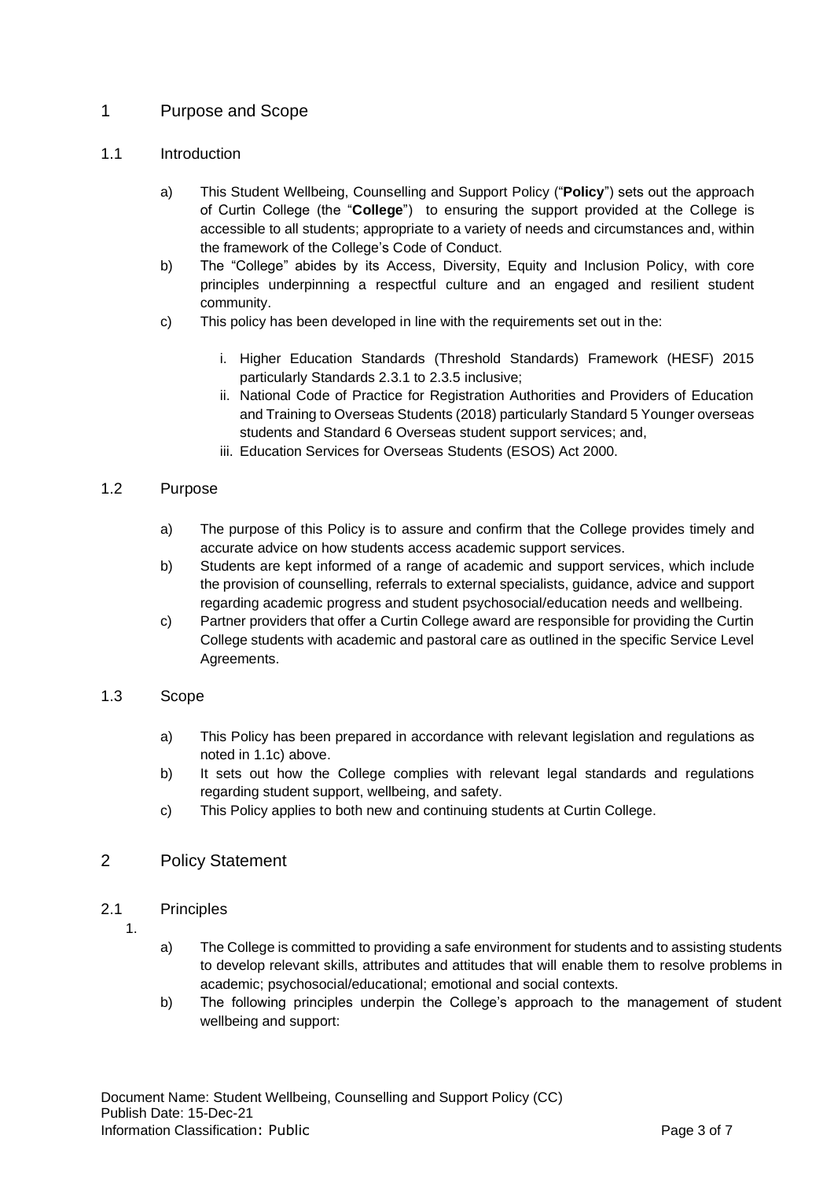# 1 Purpose and Scope

## 1.1 Introduction

a) This Student Wellbeing, Counselling and Support Policy ("**Policy**") sets out the approach of Curtin College (the "**College**") to ensuring the support provided at the College is accessible to all students; appropriate to a variety of needs and circumstances and, within the framework of the College's Code of Conduct.

b) The "College" abides by its Access, Diversity, Equity and Inclusion Policy, with core principles underpinning a respectful culture and an engaged and resilient student community.

c) This policy has been developed in line with the requirements set out in the:

   i. Higher Education Standards (Threshold Standards) Framework (HESF) 2015 particularly Standards 2.3.1 to 2.3.5 inclusive;
   ii. National Code of Practice for Registration Authorities and Providers of Education and Training to Overseas Students (2018) particularly Standard 5 Younger overseas students and Standard 6 Overseas student support services; and,
   iii. Education Services for Overseas Students (ESOS) Act 2000.

## 1.2 Purpose

a) The purpose of this Policy is to assure and confirm that the College provides timely and accurate advice on how students access academic support services.

b) Students are kept informed of a range of academic and support services, which include the provision of counselling, referrals to external specialists, guidance, advice and support regarding academic progress and student psychosocial/education needs and wellbeing.

c) Partner providers that offer a Curtin College award are responsible for providing the Curtin College students with academic and pastoral care as outlined in the specific Service Level Agreements.

## 1.3 Scope

a) This Policy has been prepared in accordance with relevant legislation and regulations as noted in 1.1c) above.

b) It sets out how the College complies with relevant legal standards and regulations regarding student support, wellbeing, and safety.

c) This Policy applies to both new and continuing students at Curtin College.

# 2 Policy Statement

## 2.1 Principles

1.

a) The College is committed to providing a safe environment for students and to assisting students to develop relevant skills, attributes and attitudes that will enable them to resolve problems in academic; psychosocial/educational; emotional and social contexts.

b) The following principles underpin the College's approach to the management of student wellbeing and support: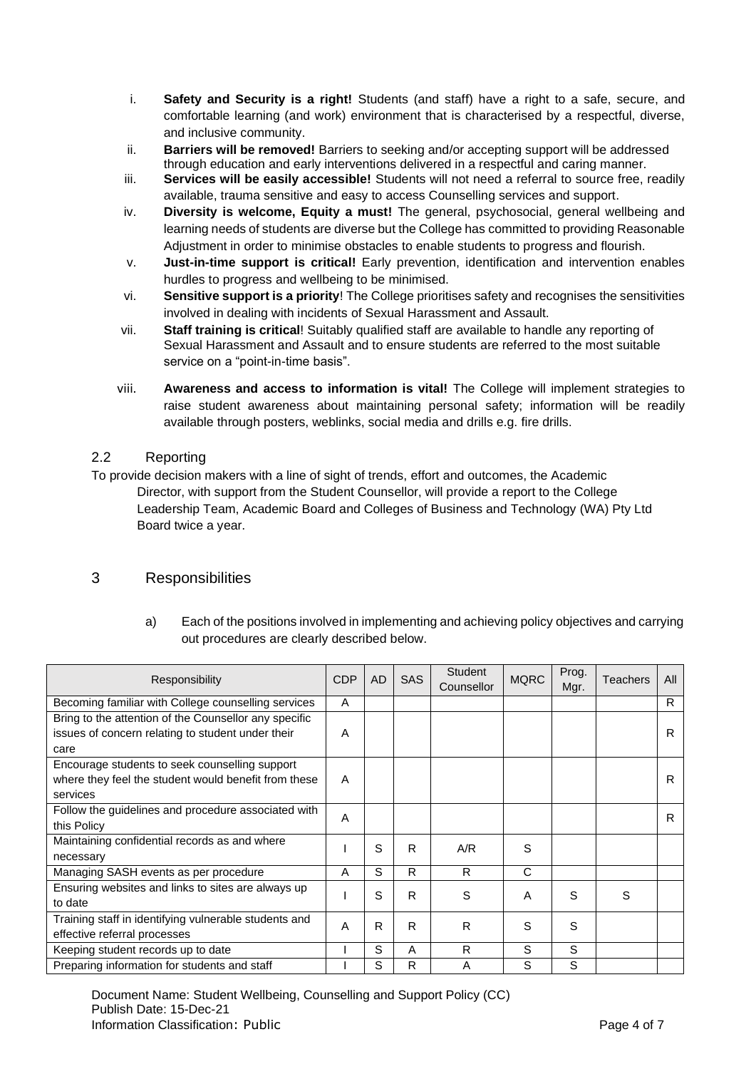i. **Safety and Security is a right!** Students (and staff) have a right to a safe, secure, and comfortable learning (and work) environment that is characterised by a respectful, diverse, and inclusive community.

ii. **Barriers will be removed!** Barriers to seeking and/or accepting support will be addressed through education and early interventions delivered in a respectful and caring manner.

iii. **Services will be easily accessible!** Students will not need a referral to source free, readily available, trauma sensitive and easy to access Counselling services and support.

iv. **Diversity is welcome, Equity a must!** The general, psychosocial, general wellbeing and learning needs of students are diverse but the College has committed to providing Reasonable Adjustment in order to minimise obstacles to enable students to progress and flourish.

v. **Just-in-time support is critical!** Early prevention, identification and intervention enables hurdles to progress and wellbeing to be minimised.

vi. **Sensitive support is a priority**! The College prioritises safety and recognises the sensitivities involved in dealing with incidents of Sexual Harassment and Assault.

vii. **Staff training is critical**! Suitably qualified staff are available to handle any reporting of Sexual Harassment and Assault and to ensure students are referred to the most suitable service on a "point-in-time basis".

viii. **Awareness and access to information is vital!** The College will implement strategies to raise student awareness about maintaining personal safety; information will be readily available through posters, weblinks, social media and drills e.g. fire drills.

### 2.2 Reporting

To provide decision makers with a line of sight of trends, effort and outcomes, the Academic Director, with support from the Student Counsellor, will provide a report to the College Leadership Team, Academic Board and Colleges of Business and Technology (WA) Pty Ltd Board twice a year.

## 3 Responsibilities

a) Each of the positions involved in implementing and achieving policy objectives and carrying out procedures are clearly described below.

| Responsibility | CDP | AD | SAS | Student Counsellor | MQRC | Prog. Mgr. | Teachers | All |
|---|---|---|---|---|---|---|---|---|
| Becoming familiar with College counselling services | A | | | | | | | R |
| Bring to the attention of the Counsellor any specific issues of concern relating to student under their care | A | | | | | | | R |
| Encourage students to seek counselling support where they feel the student would benefit from these services | A | | | | | | | R |
| Follow the guidelines and procedure associated with this Policy | A | | | | | | | R |
| Maintaining confidential records as and where necessary | I | S | R | A/R | S | | | |
| Managing SASH events as per procedure | A | S | R | R | C | | | |
| Ensuring websites and links to sites are always up to date | I | S | R | S | A | S | S | |
| Training staff in identifying vulnerable students and effective referral processes | A | R | R | R | S | S | | |
| Keeping student records up to date | I | S | A | R | S | S | | |
| Preparing information for students and staff | I | S | R | A | S | S | | |

Document Name: Student Wellbeing, Counselling and Support Policy (CC)
Publish Date: 15-Dec-21
Information Classification: Public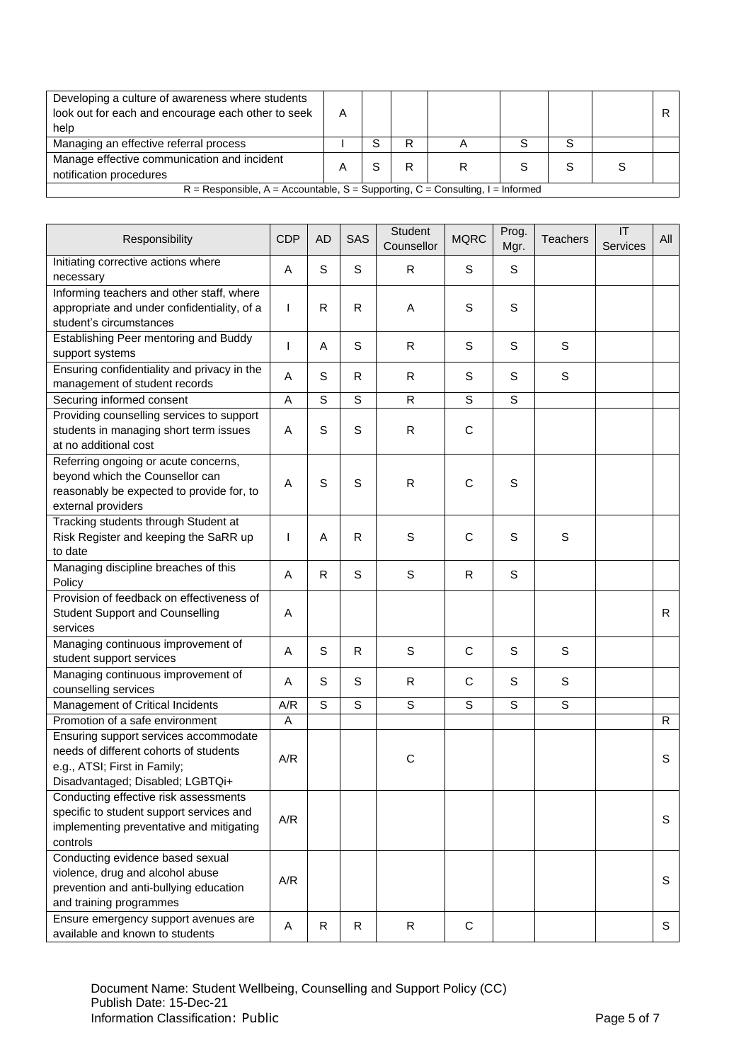| | | | | | | | | |
|---|---|---|---|---|---|---|---|---|
| Developing a culture of awareness where students look out for each and encourage each other to seek help | A | | | | | | | R |
| Managing an effective referral process | I | S | R | A | S | S | | |
| Manage effective communication and incident notification procedures | A | S | R | R | S | S | S | |

R = Responsible, A = Accountable, S = Supporting, C = Consulting, I = Informed

| Responsibility | CDP | AD | SAS | Student Counsellor | MQRC | Prog. Mgr. | Teachers | IT Services | All |
|---|---|---|---|---|---|---|---|---|---|
| Initiating corrective actions where necessary | A | S | S | R | S | S | | | |
| Informing teachers and other staff, where appropriate and under confidentiality, of a student's circumstances | I | R | R | A | S | S | | | |
| Establishing Peer mentoring and Buddy support systems | I | A | S | R | S | S | S | | |
| Ensuring confidentiality and privacy in the management of student records | A | S | R | R | S | S | S | | |
| Securing informed consent | A | S | S | R | S | S | | | |
| Providing counselling services to support students in managing short term issues at no additional cost | A | S | S | R | C | | | | |
| Referring ongoing or acute concerns, beyond which the Counsellor can reasonably be expected to provide for, to external providers | A | S | S | R | C | S | | | |
| Tracking students through Student at Risk Register and keeping the SaRR up to date | I | A | R | S | C | S | S | | |
| Managing discipline breaches of this Policy | A | R | S | S | R | S | | | |
| Provision of feedback on effectiveness of Student Support and Counselling services | A | | | | | | | | R |
| Managing continuous improvement of student support services | A | S | R | S | C | S | S | | |
| Managing continuous improvement of counselling services | A | S | S | R | C | S | S | | |
| Management of Critical Incidents | A/R | S | S | S | S | S | S | | |
| Promotion of a safe environment | A | | | | | | | | R |
| Ensuring support services accommodate needs of different cohorts of students e.g., ATSI; First in Family; Disadvantaged; Disabled; LGBTQi+ | A/R | | | C | | | | | S |
| Conducting effective risk assessments specific to student support services and implementing preventative and mitigating controls | A/R | | | | | | | | S |
| Conducting evidence based sexual violence, drug and alcohol abuse prevention and anti-bullying education and training programmes | A/R | | | | | | | | S |
| Ensure emergency support avenues are available and known to students | A | R | R | R | C | | | | S |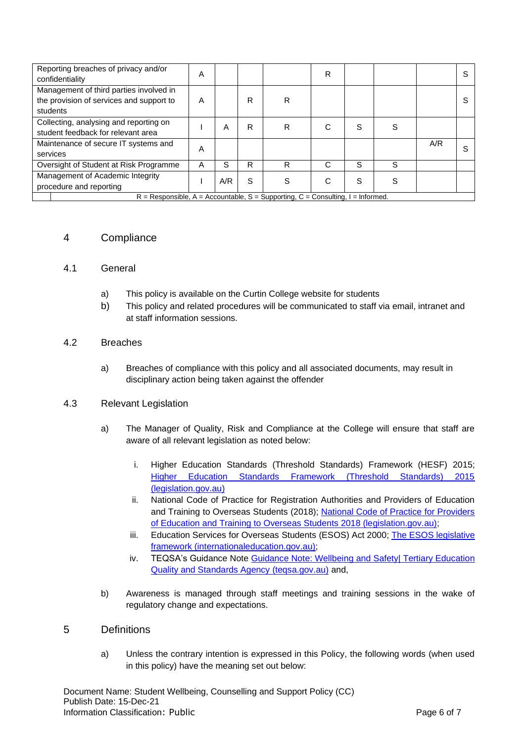| | | | | | | | | | |
|---|---|---|---|---|---|---|---|---|---|
| Reporting breaches of privacy and/or confidentiality | A | | | | R | | | | S |
| Management of third parties involved in the provision of services and support to students | A | | R | R | | | | | S |
| Collecting, analysing and reporting on student feedback for relevant area | I | A | R | R | C | S | S | | |
| Maintenance of secure IT systems and services | A | | | | | | | A/R | S |
| Oversight of Student at Risk Programme | A | S | R | R | C | S | S | | |
| Management of Academic Integrity procedure and reporting | I | A/R | S | S | C | S | S | | |

R = Responsible, A = Accountable, S = Supporting, C = Consulting, I = Informed.

## 4 Compliance

### 4.1 General

a) This policy is available on the Curtin College website for students

b) This policy and related procedures will be communicated to staff via email, intranet and at staff information sessions.

### 4.2 Breaches

a) Breaches of compliance with this policy and all associated documents, may result in disciplinary action being taken against the offender

### 4.3 Relevant Legislation

a) The Manager of Quality, Risk and Compliance at the College will ensure that staff are aware of all relevant legislation as noted below:

   i. Higher Education Standards (Threshold Standards) Framework (HESF) 2015; Higher Education Standards Framework (Threshold Standards) 2015 (legislation.gov.au)

   ii. National Code of Practice for Registration Authorities and Providers of Education and Training to Overseas Students (2018); National Code of Practice for Providers of Education and Training to Overseas Students 2018 (legislation.gov.au);

   iii. Education Services for Overseas Students (ESOS) Act 2000; The ESOS legislative framework (internationaleducation.gov.au);

   iv. TEQSA's Guidance Note Guidance Note: Wellbeing and Safety| Tertiary Education Quality and Standards Agency (teqsa.gov.au) and,

b) Awareness is managed through staff meetings and training sessions in the wake of regulatory change and expectations.

## 5 Definitions

a) Unless the contrary intention is expressed in this Policy, the following words (when used in this policy) have the meaning set out below:

Document Name: Student Wellbeing, Counselling and Support Policy (CC)
Publish Date: 15-Dec-21
Information Classification: Public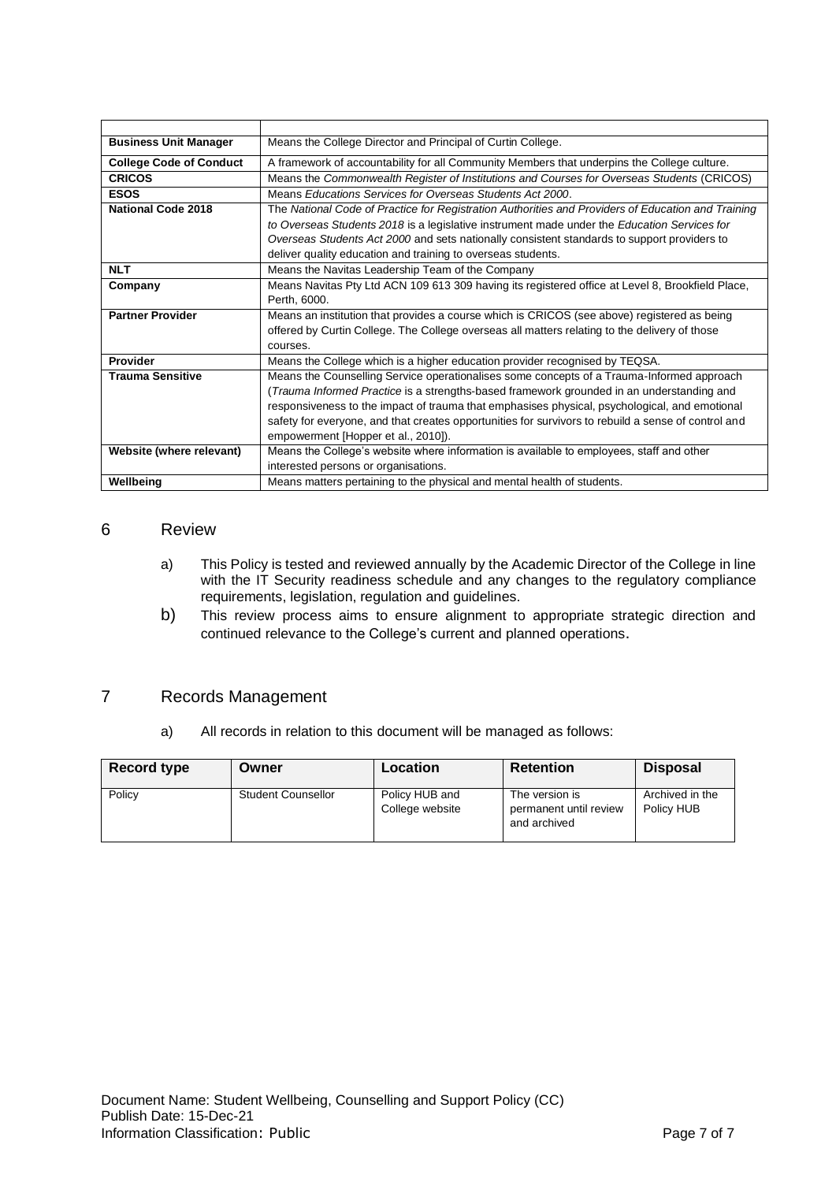| | |
|---|---|
| **Business Unit Manager** | Means the College Director and Principal of Curtin College. |
| **College Code of Conduct** | A framework of accountability for all Community Members that underpins the College culture. |
| **CRICOS** | Means the *Commonwealth Register of Institutions and Courses for Overseas Students* (CRICOS) |
| **ESOS** | Means *Educations Services for Overseas Students Act 2000*. |
| **National Code 2018** | The *National Code of Practice for Registration Authorities and Providers of Education and Training to Overseas Students 2018* is a legislative instrument made under the *Education Services for Overseas Students Act 2000* and sets nationally consistent standards to support providers to deliver quality education and training to overseas students. |
| **NLT** | Means the Navitas Leadership Team of the Company |
| **Company** | Means Navitas Pty Ltd ACN 109 613 309 having its registered office at Level 8, Brookfield Place, Perth, 6000. |
| **Partner Provider** | Means an institution that provides a course which is CRICOS (see above) registered as being offered by Curtin College. The College overseas all matters relating to the delivery of those courses. |
| **Provider** | Means the College which is a higher education provider recognised by TEQSA. |
| **Trauma Sensitive** | Means the Counselling Service operationalises some concepts of a Trauma-Informed approach (*Trauma Informed Practice* is a strengths-based framework grounded in an understanding and responsiveness to the impact of trauma that emphasises physical, psychological, and emotional safety for everyone, and that creates opportunities for survivors to rebuild a sense of control and empowerment [Hopper et al., 2010]). |
| **Website (where relevant)** | Means the College's website where information is available to employees, staff and other interested persons or organisations. |
| **Wellbeing** | Means matters pertaining to the physical and mental health of students. |

## 6 Review

a) This Policy is tested and reviewed annually by the Academic Director of the College in line with the IT Security readiness schedule and any changes to the regulatory compliance requirements, legislation, regulation and guidelines.

b) This review process aims to ensure alignment to appropriate strategic direction and continued relevance to the College's current and planned operations.

## 7 Records Management

a) All records in relation to this document will be managed as follows:

| Record type | Owner | Location | Retention | Disposal |
|---|---|---|---|---|
| Policy | Student Counsellor | Policy HUB and College website | The version is permanent until review and archived | Archived in the Policy HUB |

Document Name: Student Wellbeing, Counselling and Support Policy (CC)
Publish Date: 15-Dec-21
Information Classification: Public